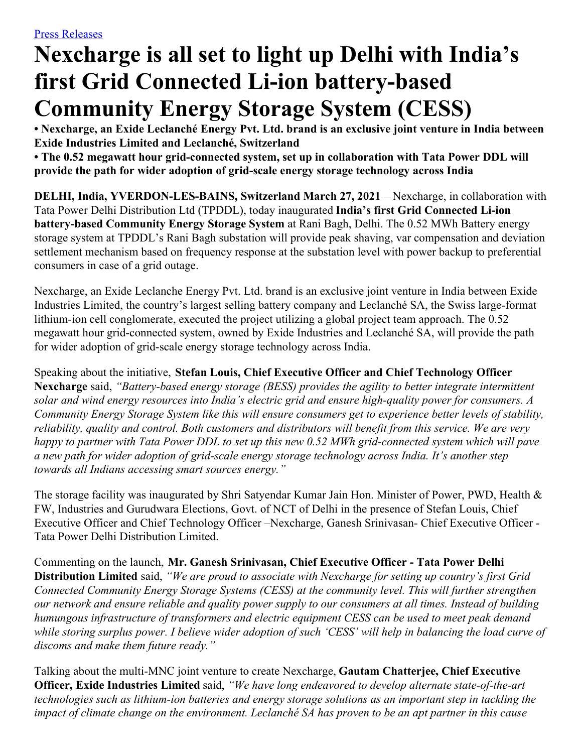[Press Releases]

# Nexcharge is all set to light up Delhi with India's first Grid Connected Li-ion battery-based Community Energy Storage System (CESS)

**• Nexcharge, an Exide Leclanché Energy Pvt. Ltd. brand is an exclusive joint venture in India between Exide Industries Limited and Leclanché, Switzerland**
**• The 0.52 megawatt hour grid-connected system, set up in collaboration with Tata Power DDL will provide the path for wider adoption of grid-scale energy storage technology across India**

**DELHI, India, YVERDON-LES-BAINS, Switzerland March 27, 2021** – Nexcharge, in collaboration with Tata Power Delhi Distribution Ltd (TPDDL), today inaugurated **India's first Grid Connected Li-ion battery-based Community Energy Storage System** at Rani Bagh, Delhi. The 0.52 MWh Battery energy storage system at TPDDL's Rani Bagh substation will provide peak shaving, var compensation and deviation settlement mechanism based on frequency response at the substation level with power backup to preferential consumers in case of a grid outage.

Nexcharge, an Exide Leclanche Energy Pvt. Ltd. brand is an exclusive joint venture in India between Exide Industries Limited, the country's largest selling battery company and Leclanché SA, the Swiss large-format lithium-ion cell conglomerate, executed the project utilizing a global project team approach. The 0.52 megawatt hour grid-connected system, owned by Exide Industries and Leclanché SA, will provide the path for wider adoption of grid-scale energy storage technology across India.

Speaking about the initiative, **Stefan Louis, Chief Executive Officer and Chief Technology Officer Nexcharge** said, *"Battery-based energy storage (BESS) provides the agility to better integrate intermittent solar and wind energy resources into India's electric grid and ensure high-quality power for consumers. A Community Energy Storage System like this will ensure consumers get to experience better levels of stability, reliability, quality and control. Both customers and distributors will benefit from this service. We are very happy to partner with Tata Power DDL to set up this new 0.52 MWh grid-connected system which will pave a new path for wider adoption of grid-scale energy storage technology across India. It's another step towards all Indians accessing smart sources energy."*

The storage facility was inaugurated by Shri Satyendar Kumar Jain Hon. Minister of Power, PWD, Health & FW, Industries and Gurudwara Elections, Govt. of NCT of Delhi in the presence of Stefan Louis, Chief Executive Officer and Chief Technology Officer –Nexcharge, Ganesh Srinivasan- Chief Executive Officer - Tata Power Delhi Distribution Limited.

Commenting on the launch, **Mr. Ganesh Srinivasan, Chief Executive Officer - Tata Power Delhi Distribution Limited** said, *"We are proud to associate with Nexcharge for setting up country's first Grid Connected Community Energy Storage Systems (CESS) at the community level. This will further strengthen our network and ensure reliable and quality power supply to our consumers at all times. Instead of building humungous infrastructure of transformers and electric equipment CESS can be used to meet peak demand while storing surplus power. I believe wider adoption of such 'CESS' will help in balancing the load curve of discoms and make them future ready."*

Talking about the multi-MNC joint venture to create Nexcharge, **Gautam Chatterjee, Chief Executive Officer, Exide Industries Limited** said, *"We have long endeavored to develop alternate state-of-the-art technologies such as lithium-ion batteries and energy storage solutions as an important step in tackling the impact of climate change on the environment. Leclanché SA has proven to be an apt partner in this cause*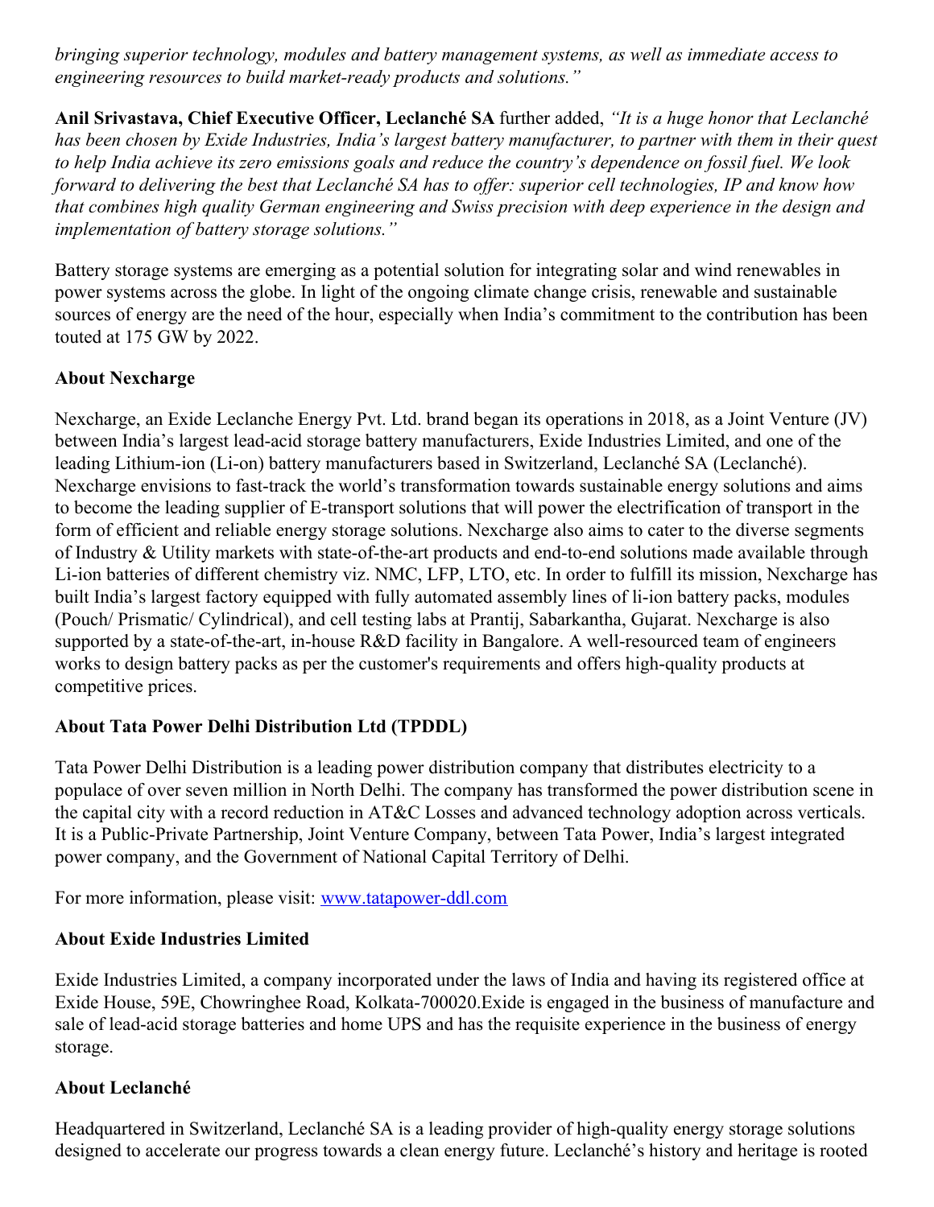*bringing superior technology, modules and battery management systems, as well as immediate access to engineering resources to build market-ready products and solutions."*

**Anil Srivastava, Chief Executive Officer, Leclanché SA** further added, *"It is a huge honor that Leclanché has been chosen by Exide Industries, India's largest battery manufacturer, to partner with them in their quest to help India achieve its zero emissions goals and reduce the country's dependence on fossil fuel. We look forward to delivering the best that Leclanché SA has to offer: superior cell technologies, IP and know how that combines high quality German engineering and Swiss precision with deep experience in the design and implementation of battery storage solutions."*

Battery storage systems are emerging as a potential solution for integrating solar and wind renewables in power systems across the globe. In light of the ongoing climate change crisis, renewable and sustainable sources of energy are the need of the hour, especially when India's commitment to the contribution has been touted at 175 GW by 2022.

**About Nexcharge**

Nexcharge, an Exide Leclanche Energy Pvt. Ltd. brand began its operations in 2018, as a Joint Venture (JV) between India's largest lead-acid storage battery manufacturers, Exide Industries Limited, and one of the leading Lithium-ion (Li-on) battery manufacturers based in Switzerland, Leclanché SA (Leclanché). Nexcharge envisions to fast-track the world's transformation towards sustainable energy solutions and aims to become the leading supplier of E-transport solutions that will power the electrification of transport in the form of efficient and reliable energy storage solutions. Nexcharge also aims to cater to the diverse segments of Industry & Utility markets with state-of-the-art products and end-to-end solutions made available through Li-ion batteries of different chemistry viz. NMC, LFP, LTO, etc. In order to fulfill its mission, Nexcharge has built India's largest factory equipped with fully automated assembly lines of li-ion battery packs, modules (Pouch/ Prismatic/ Cylindrical), and cell testing labs at Prantij, Sabarkantha, Gujarat. Nexcharge is also supported by a state-of-the-art, in-house R&D facility in Bangalore. A well-resourced team of engineers works to design battery packs as per the customer's requirements and offers high-quality products at competitive prices.

**About Tata Power Delhi Distribution Ltd (TPDDL)**

Tata Power Delhi Distribution is a leading power distribution company that distributes electricity to a populace of over seven million in North Delhi. The company has transformed the power distribution scene in the capital city with a record reduction in AT&C Losses and advanced technology adoption across verticals. It is a Public-Private Partnership, Joint Venture Company, between Tata Power, India's largest integrated power company, and the Government of National Capital Territory of Delhi.

For more information, please visit: [www.tatapower-ddl.com](www.tatapower-ddl.com)

**About Exide Industries Limited**

Exide Industries Limited, a company incorporated under the laws of India and having its registered office at Exide House, 59E, Chowringhee Road, Kolkata-700020.Exide is engaged in the business of manufacture and sale of lead-acid storage batteries and home UPS and has the requisite experience in the business of energy storage.

**About Leclanché**

Headquartered in Switzerland, Leclanché SA is a leading provider of high-quality energy storage solutions designed to accelerate our progress towards a clean energy future. Leclanché's history and heritage is rooted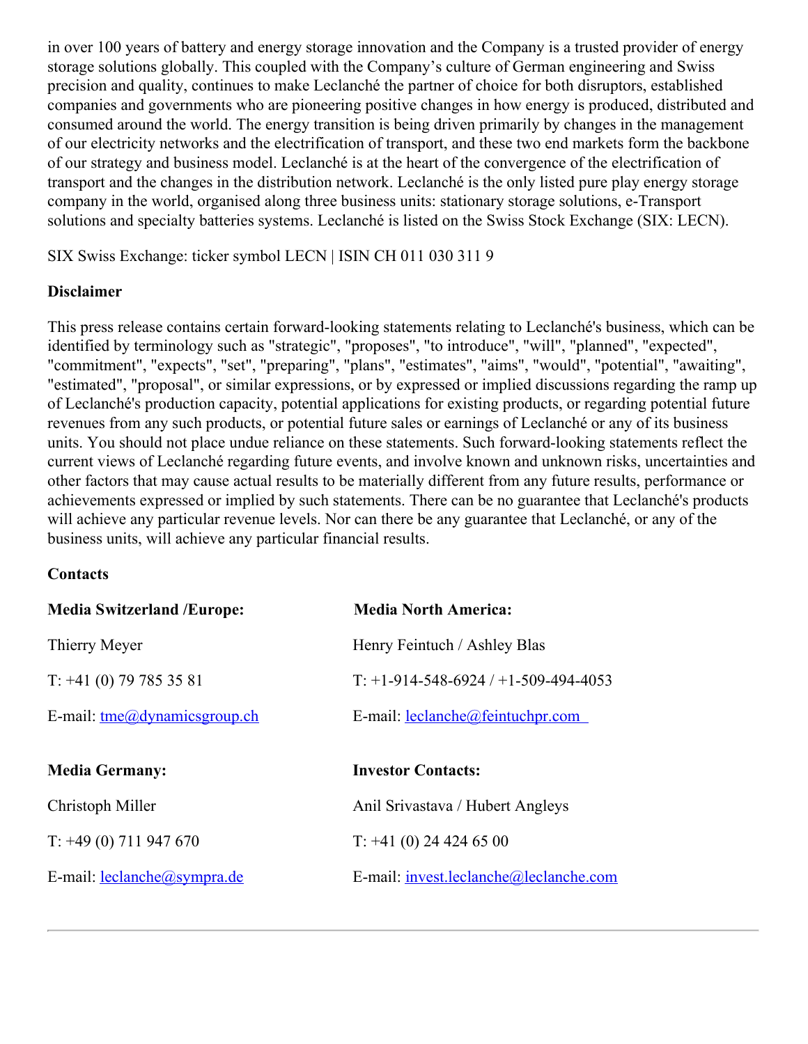in over 100 years of battery and energy storage innovation and the Company is a trusted provider of energy storage solutions globally. This coupled with the Company's culture of German engineering and Swiss precision and quality, continues to make Leclanché the partner of choice for both disruptors, established companies and governments who are pioneering positive changes in how energy is produced, distributed and consumed around the world. The energy transition is being driven primarily by changes in the management of our electricity networks and the electrification of transport, and these two end markets form the backbone of our strategy and business model. Leclanché is at the heart of the convergence of the electrification of transport and the changes in the distribution network. Leclanché is the only listed pure play energy storage company in the world, organised along three business units: stationary storage solutions, e-Transport solutions and specialty batteries systems. Leclanché is listed on the Swiss Stock Exchange (SIX: LECN).

SIX Swiss Exchange: ticker symbol LECN | ISIN CH 011 030 311 9

**Disclaimer**

This press release contains certain forward-looking statements relating to Leclanché's business, which can be identified by terminology such as "strategic", "proposes", "to introduce", "will", "planned", "expected", "commitment", "expects", "set", "preparing", "plans", "estimates", "aims", "would", "potential", "awaiting", "estimated", "proposal", or similar expressions, or by expressed or implied discussions regarding the ramp up of Leclanché's production capacity, potential applications for existing products, or regarding potential future revenues from any such products, or potential future sales or earnings of Leclanché or any of its business units. You should not place undue reliance on these statements. Such forward-looking statements reflect the current views of Leclanché regarding future events, and involve known and unknown risks, uncertainties and other factors that may cause actual results to be materially different from any future results, performance or achievements expressed or implied by such statements. There can be no guarantee that Leclanché's products will achieve any particular revenue levels. Nor can there be any guarantee that Leclanché, or any of the business units, will achieve any particular financial results.

**Contacts**

| | |
|---|---|
| **Media Switzerland /Europe:** | **Media North America:** |
| Thierry Meyer | Henry Feintuch / Ashley Blas |
| T: +41 (0) 79 785 35 81 | T: +1-914-548-6924 / +1-509-494-4053 |
| E-mail: tme@dynamicsgroup.ch | E-mail: leclanche@feintuchpr.com |
| **Media Germany:** | **Investor Contacts:** |
| Christoph Miller | Anil Srivastava / Hubert Angleys |
| T: +49 (0) 711 947 670 | T: +41 (0) 24 424 65 00 |
| E-mail: leclanche@sympra.de | E-mail: invest.leclanche@leclanche.com |